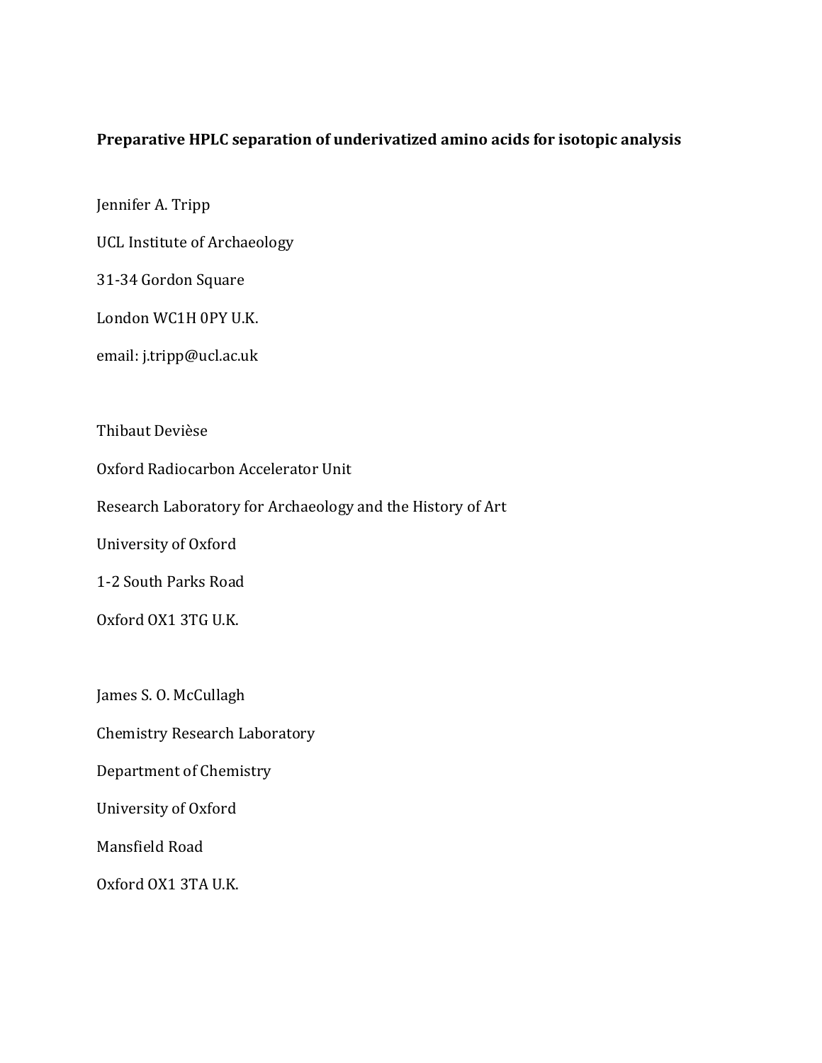**Preparative HPLC separation of underivatized amino acids for isotopic analysis**

Jennifer A. Tripp

UCL Institute of Archaeology

31-34 Gordon Square

London WC1H 0PY U.K.

email: j.tripp@ucl.ac.uk

Thibaut Devièse

Oxford Radiocarbon Accelerator Unit

Research Laboratory for Archaeology and the History of Art

University of Oxford

1-2 South Parks Road

Oxford OX1 3TG U.K.

James S. O. McCullagh

Chemistry Research Laboratory

Department of Chemistry

University of Oxford

Mansfield Road

Oxford OX1 3TA U.K.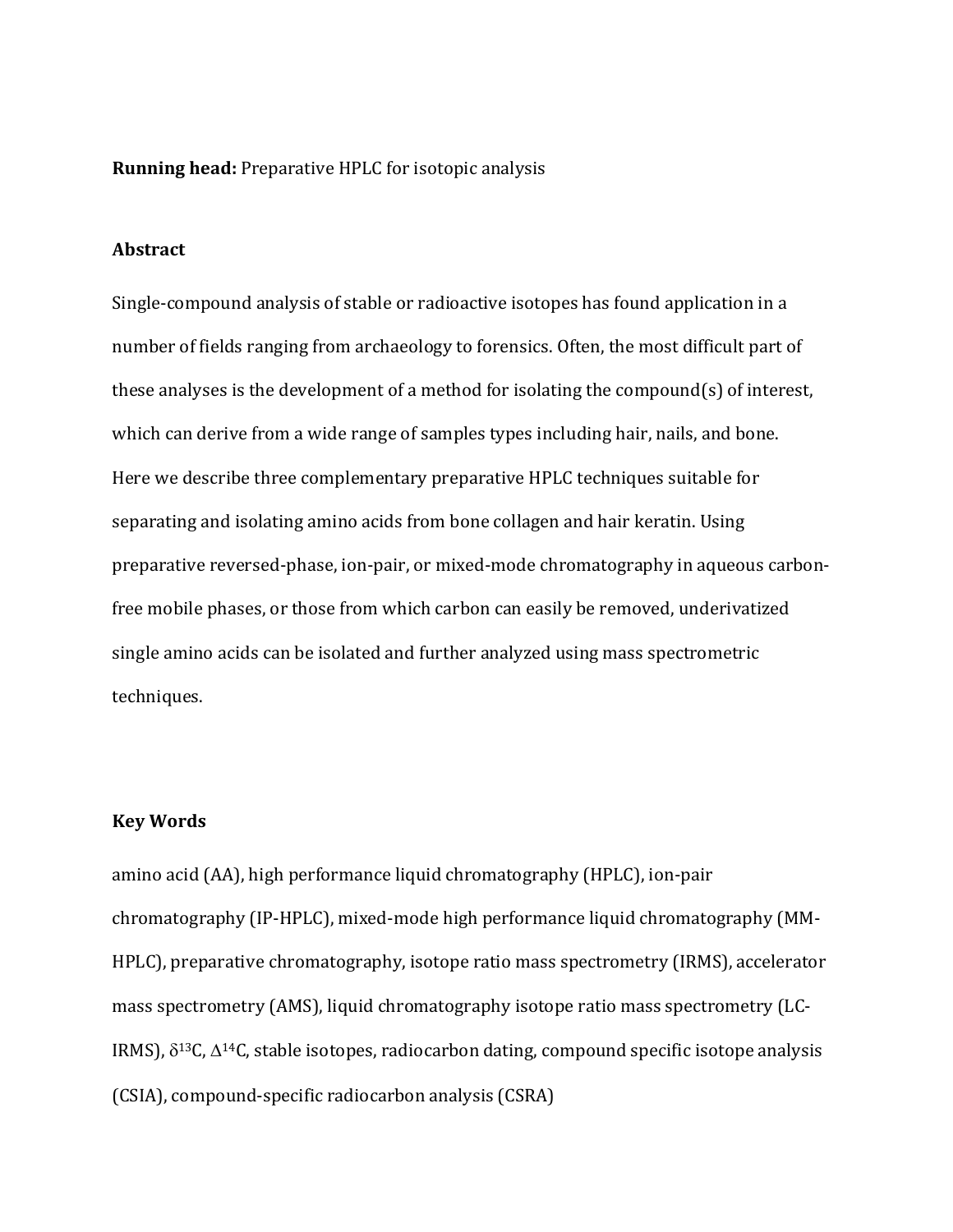**Running head:** Preparative HPLC for isotopic analysis

**Abstract**

Single-compound analysis of stable or radioactive isotopes has found application in a number of fields ranging from archaeology to forensics. Often, the most difficult part of these analyses is the development of a method for isolating the compound(s) of interest, which can derive from a wide range of samples types including hair, nails, and bone. Here we describe three complementary preparative HPLC techniques suitable for separating and isolating amino acids from bone collagen and hair keratin. Using preparative reversed-phase, ion-pair, or mixed-mode chromatography in aqueous carbon-free mobile phases, or those from which carbon can easily be removed, underivatized single amino acids can be isolated and further analyzed using mass spectrometric techniques.

**Key Words**

amino acid (AA), high performance liquid chromatography (HPLC), ion-pair chromatography (IP-HPLC), mixed-mode high performance liquid chromatography (MM-HPLC), preparative chromatography, isotope ratio mass spectrometry (IRMS), accelerator mass spectrometry (AMS), liquid chromatography isotope ratio mass spectrometry (LC-IRMS), $\delta^{13}C$, $\Delta^{14}C$, stable isotopes, radiocarbon dating, compound specific isotope analysis (CSIA), compound-specific radiocarbon analysis (CSRA)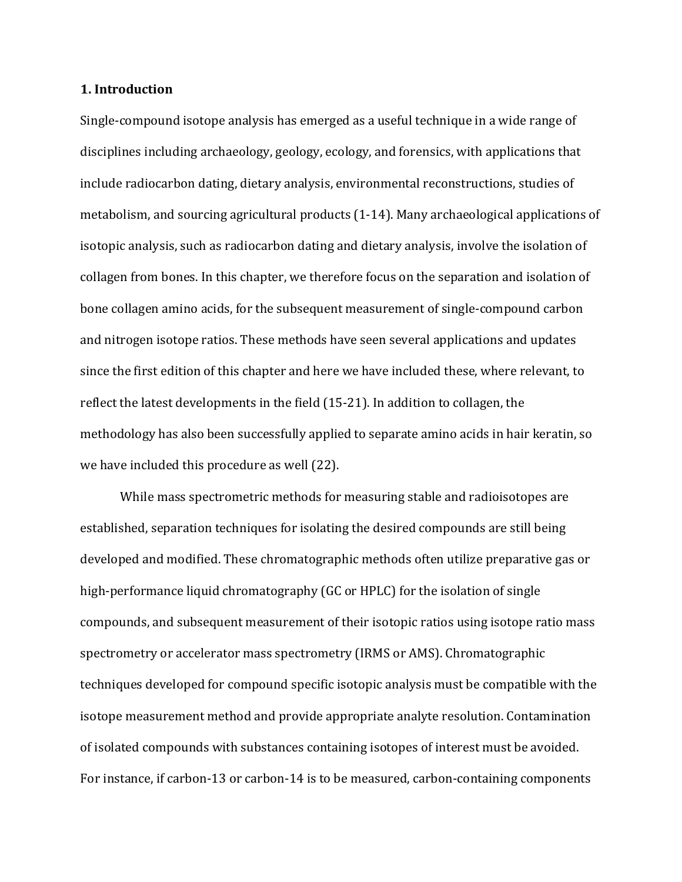## 1. Introduction

Single-compound isotope analysis has emerged as a useful technique in a wide range of disciplines including archaeology, geology, ecology, and forensics, with applications that include radiocarbon dating, dietary analysis, environmental reconstructions, studies of metabolism, and sourcing agricultural products (1-14). Many archaeological applications of isotopic analysis, such as radiocarbon dating and dietary analysis, involve the isolation of collagen from bones. In this chapter, we therefore focus on the separation and isolation of bone collagen amino acids, for the subsequent measurement of single-compound carbon and nitrogen isotope ratios. These methods have seen several applications and updates since the first edition of this chapter and here we have included these, where relevant, to reflect the latest developments in the field (15-21). In addition to collagen, the methodology has also been successfully applied to separate amino acids in hair keratin, so we have included this procedure as well (22).

While mass spectrometric methods for measuring stable and radioisotopes are established, separation techniques for isolating the desired compounds are still being developed and modified. These chromatographic methods often utilize preparative gas or high-performance liquid chromatography (GC or HPLC) for the isolation of single compounds, and subsequent measurement of their isotopic ratios using isotope ratio mass spectrometry or accelerator mass spectrometry (IRMS or AMS). Chromatographic techniques developed for compound specific isotopic analysis must be compatible with the isotope measurement method and provide appropriate analyte resolution. Contamination of isolated compounds with substances containing isotopes of interest must be avoided. For instance, if carbon-13 or carbon-14 is to be measured, carbon-containing components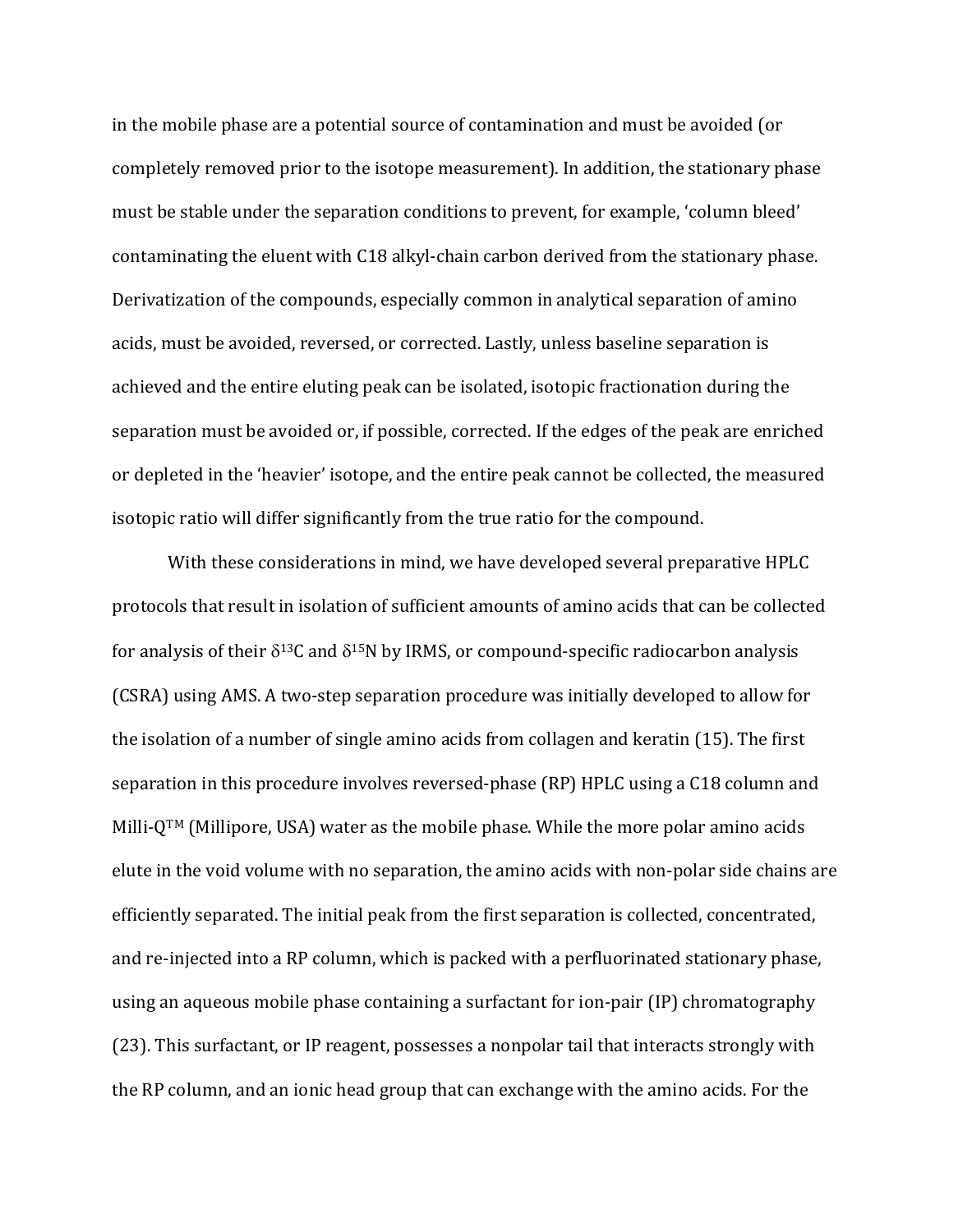in the mobile phase are a potential source of contamination and must be avoided (or completely removed prior to the isotope measurement). In addition, the stationary phase must be stable under the separation conditions to prevent, for example, 'column bleed' contaminating the eluent with C18 alkyl-chain carbon derived from the stationary phase. Derivatization of the compounds, especially common in analytical separation of amino acids, must be avoided, reversed, or corrected. Lastly, unless baseline separation is achieved and the entire eluting peak can be isolated, isotopic fractionation during the separation must be avoided or, if possible, corrected. If the edges of the peak are enriched or depleted in the 'heavier' isotope, and the entire peak cannot be collected, the measured isotopic ratio will differ significantly from the true ratio for the compound.

With these considerations in mind, we have developed several preparative HPLC protocols that result in isolation of sufficient amounts of amino acids that can be collected for analysis of their $\delta^{13}$C and $\delta^{15}$N by IRMS, or compound-specific radiocarbon analysis (CSRA) using AMS. A two-step separation procedure was initially developed to allow for the isolation of a number of single amino acids from collagen and keratin (15). The first separation in this procedure involves reversed-phase (RP) HPLC using a C18 column and Milli-Q™ (Millipore, USA) water as the mobile phase. While the more polar amino acids elute in the void volume with no separation, the amino acids with non-polar side chains are efficiently separated. The initial peak from the first separation is collected, concentrated, and re-injected into a RP column, which is packed with a perfluorinated stationary phase, using an aqueous mobile phase containing a surfactant for ion-pair (IP) chromatography (23). This surfactant, or IP reagent, possesses a nonpolar tail that interacts strongly with the RP column, and an ionic head group that can exchange with the amino acids. For the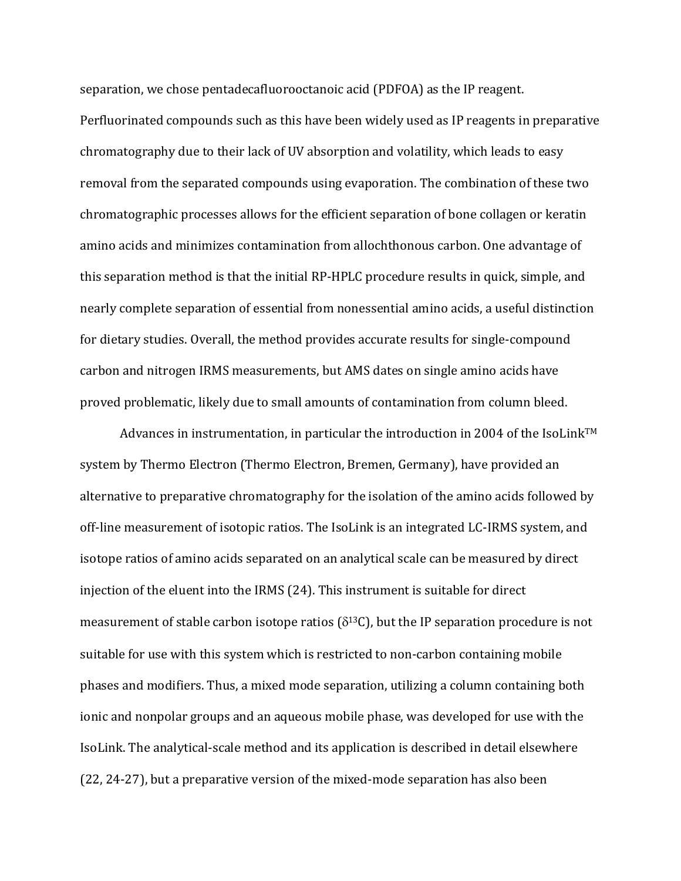separation, we chose pentadecafluorooctanoic acid (PDFOA) as the IP reagent. Perfluorinated compounds such as this have been widely used as IP reagents in preparative chromatography due to their lack of UV absorption and volatility, which leads to easy removal from the separated compounds using evaporation. The combination of these two chromatographic processes allows for the efficient separation of bone collagen or keratin amino acids and minimizes contamination from allochthonous carbon. One advantage of this separation method is that the initial RP-HPLC procedure results in quick, simple, and nearly complete separation of essential from nonessential amino acids, a useful distinction for dietary studies. Overall, the method provides accurate results for single-compound carbon and nitrogen IRMS measurements, but AMS dates on single amino acids have proved problematic, likely due to small amounts of contamination from column bleed.

Advances in instrumentation, in particular the introduction in 2004 of the IsoLink™ system by Thermo Electron (Thermo Electron, Bremen, Germany), have provided an alternative to preparative chromatography for the isolation of the amino acids followed by off-line measurement of isotopic ratios. The IsoLink is an integrated LC-IRMS system, and isotope ratios of amino acids separated on an analytical scale can be measured by direct injection of the eluent into the IRMS (24). This instrument is suitable for direct measurement of stable carbon isotope ratios ($\delta^{13}C$), but the IP separation procedure is not suitable for use with this system which is restricted to non-carbon containing mobile phases and modifiers. Thus, a mixed mode separation, utilizing a column containing both ionic and nonpolar groups and an aqueous mobile phase, was developed for use with the IsoLink. The analytical-scale method and its application is described in detail elsewhere (22, 24-27), but a preparative version of the mixed-mode separation has also been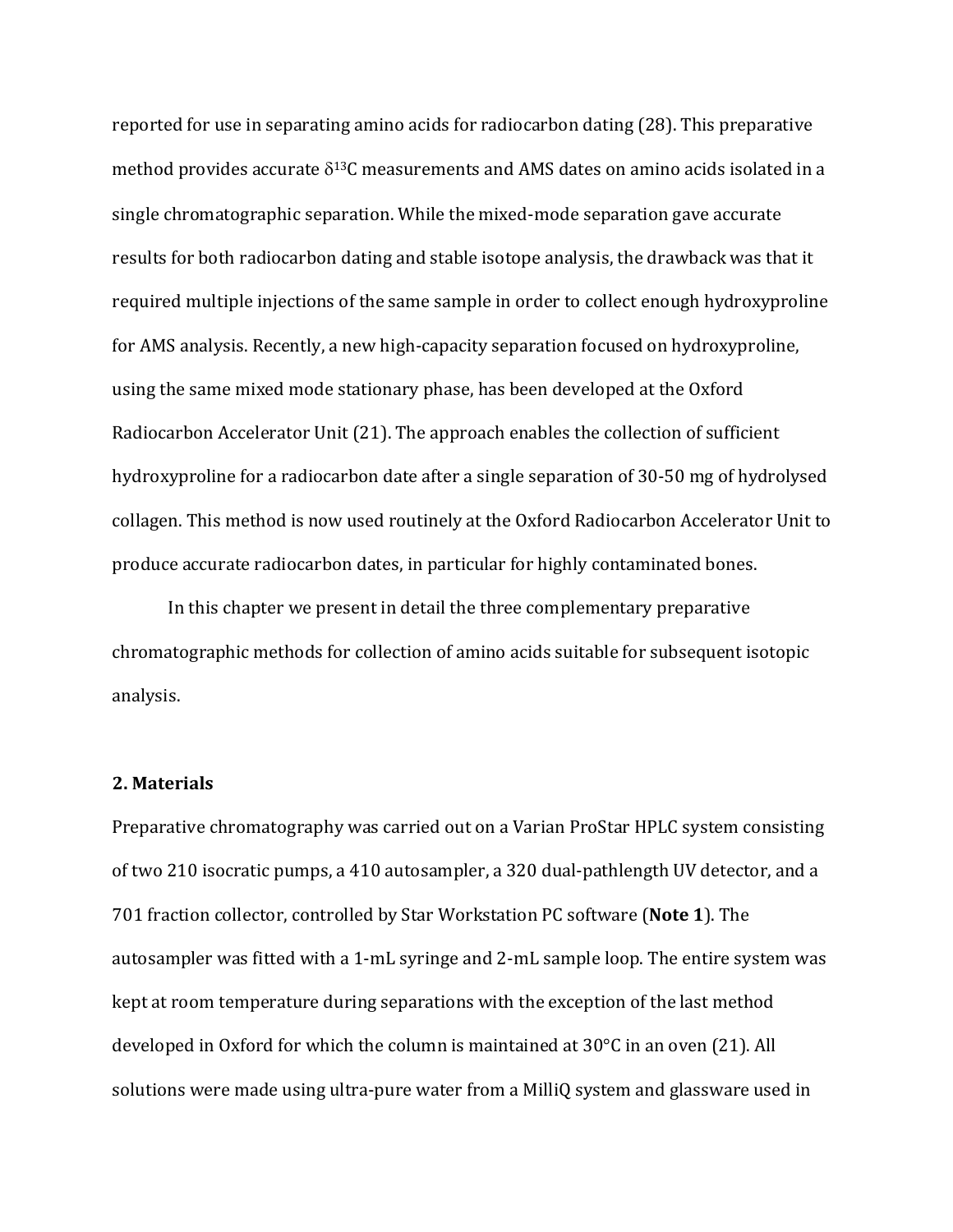reported for use in separating amino acids for radiocarbon dating (28). This preparative method provides accurate $\delta^{13}C$ measurements and AMS dates on amino acids isolated in a single chromatographic separation. While the mixed-mode separation gave accurate results for both radiocarbon dating and stable isotope analysis, the drawback was that it required multiple injections of the same sample in order to collect enough hydroxyproline for AMS analysis. Recently, a new high-capacity separation focused on hydroxyproline, using the same mixed mode stationary phase, has been developed at the Oxford Radiocarbon Accelerator Unit (21). The approach enables the collection of sufficient hydroxyproline for a radiocarbon date after a single separation of 30-50 mg of hydrolysed collagen. This method is now used routinely at the Oxford Radiocarbon Accelerator Unit to produce accurate radiocarbon dates, in particular for highly contaminated bones.

In this chapter we present in detail the three complementary preparative chromatographic methods for collection of amino acids suitable for subsequent isotopic analysis.

## 2. Materials

Preparative chromatography was carried out on a Varian ProStar HPLC system consisting of two 210 isocratic pumps, a 410 autosampler, a 320 dual-pathlength UV detector, and a 701 fraction collector, controlled by Star Workstation PC software (**Note 1**). The autosampler was fitted with a 1-mL syringe and 2-mL sample loop. The entire system was kept at room temperature during separations with the exception of the last method developed in Oxford for which the column is maintained at 30°C in an oven (21). All solutions were made using ultra-pure water from a MilliQ system and glassware used in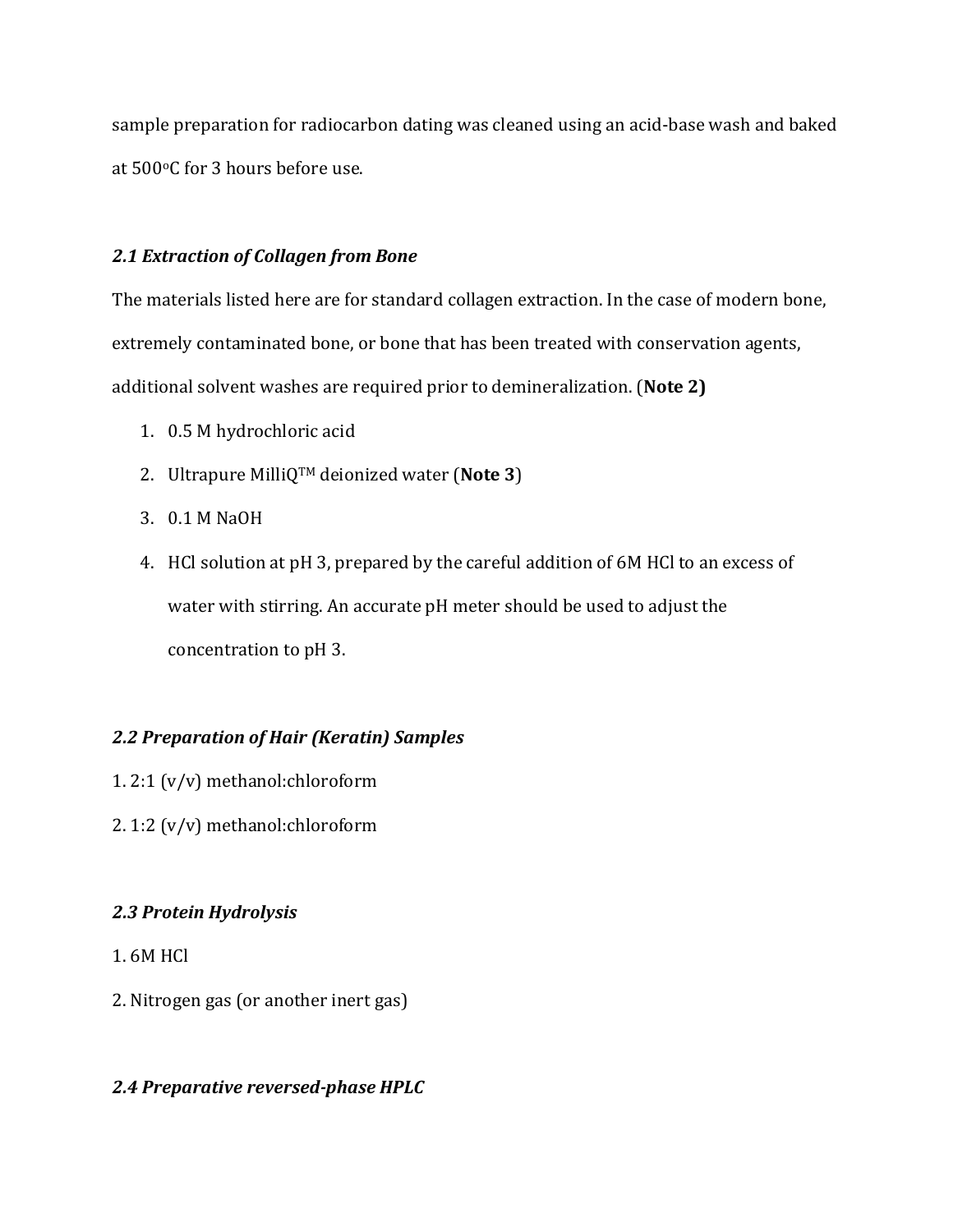sample preparation for radiocarbon dating was cleaned using an acid-base wash and baked at 500$^{o}$C for 3 hours before use.

### *2.1 Extraction of Collagen from Bone*

The materials listed here are for standard collagen extraction. In the case of modern bone, extremely contaminated bone, or bone that has been treated with conservation agents, additional solvent washes are required prior to demineralization. (**Note 2)**

1. 0.5 M hydrochloric acid
2. Ultrapure MilliQ™ deionized water (**Note 3**)
3. 0.1 M NaOH
4. HCl solution at pH 3, prepared by the careful addition of 6M HCl to an excess of water with stirring. An accurate pH meter should be used to adjust the concentration to pH 3.

### *2.2 Preparation of Hair (Keratin) Samples*

1. 2:1 (v/v) methanol:chloroform
2. 1:2 (v/v) methanol:chloroform

### *2.3 Protein Hydrolysis*

1. 6M HCl
2. Nitrogen gas (or another inert gas)

### *2.4 Preparative reversed-phase HPLC*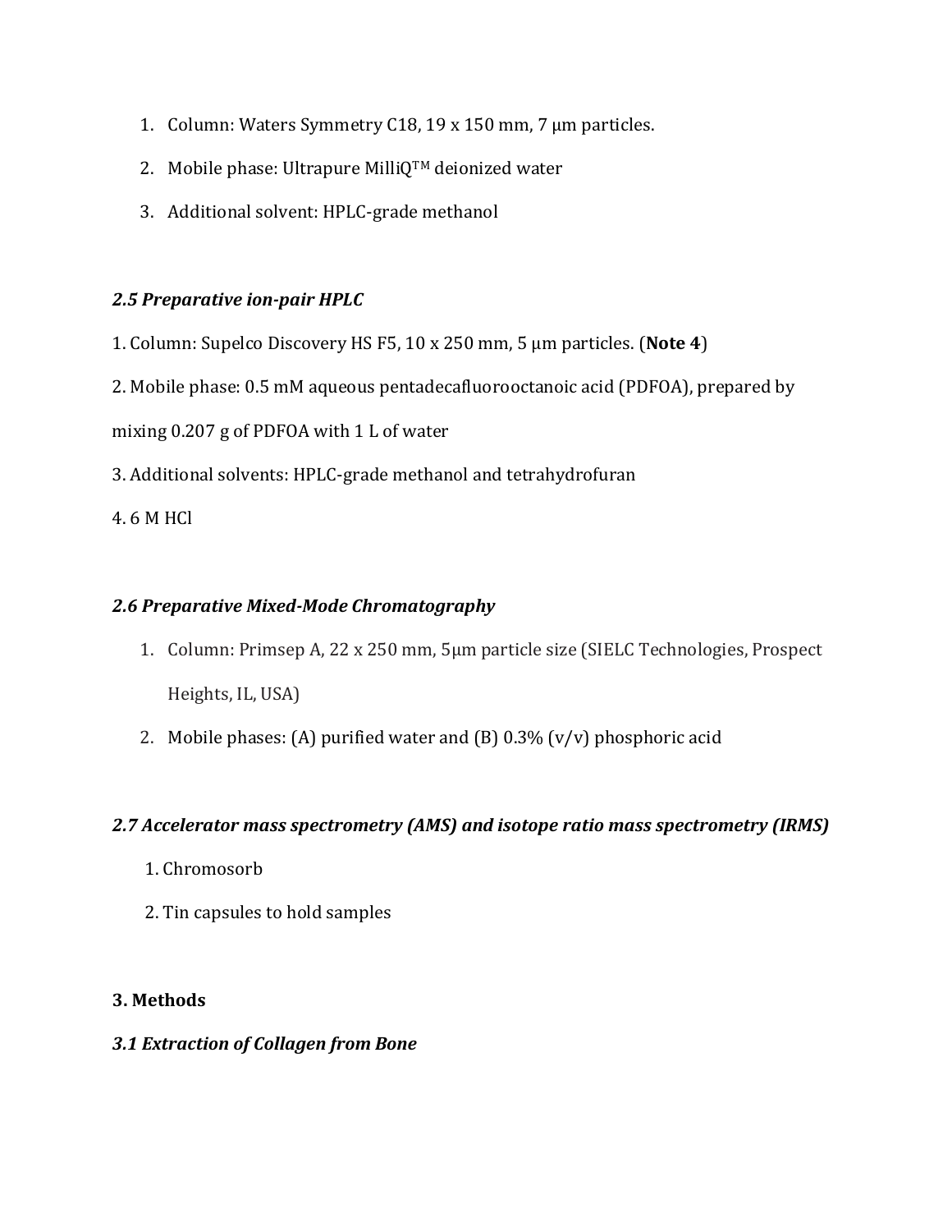1. Column: Waters Symmetry C18, 19 x 150 mm, 7 µm particles.
2. Mobile phase: Ultrapure MilliQ™ deionized water
3. Additional solvent: HPLC-grade methanol

### *2.5 Preparative ion-pair HPLC*

1. Column: Supelco Discovery HS F5, 10 x 250 mm, 5 µm particles. (**Note 4**)
2. Mobile phase: 0.5 mM aqueous pentadecafluorooctanoic acid (PDFOA), prepared by mixing 0.207 g of PDFOA with 1 L of water
3. Additional solvents: HPLC-grade methanol and tetrahydrofuran
4. 6 M HCl

### *2.6 Preparative Mixed-Mode Chromatography*

1. Column: Primsep A, 22 x 250 mm, 5µm particle size (SIELC Technologies, Prospect Heights, IL, USA)
2. Mobile phases: (A) purified water and (B) 0.3% (v/v) phosphoric acid

### *2.7 Accelerator mass spectrometry (AMS) and isotope ratio mass spectrometry (IRMS)*

1. Chromosorb
2. Tin capsules to hold samples

## 3. Methods

### *3.1 Extraction of Collagen from Bone*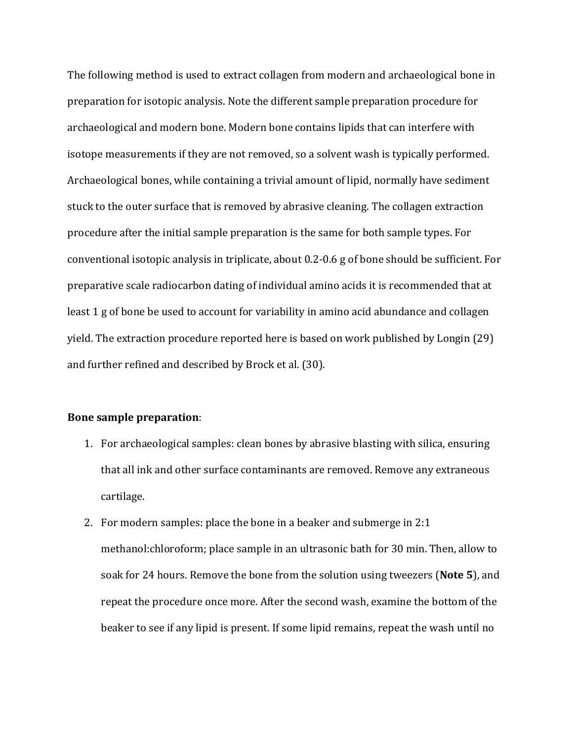The following method is used to extract collagen from modern and archaeological bone in preparation for isotopic analysis. Note the different sample preparation procedure for archaeological and modern bone. Modern bone contains lipids that can interfere with isotope measurements if they are not removed, so a solvent wash is typically performed. Archaeological bones, while containing a trivial amount of lipid, normally have sediment stuck to the outer surface that is removed by abrasive cleaning. The collagen extraction procedure after the initial sample preparation is the same for both sample types. For conventional isotopic analysis in triplicate, about 0.2-0.6 g of bone should be sufficient. For preparative scale radiocarbon dating of individual amino acids it is recommended that at least 1 g of bone be used to account for variability in amino acid abundance and collagen yield. The extraction procedure reported here is based on work published by Longin (29) and further refined and described by Brock et al. (30).

**Bone sample preparation**:

1. For archaeological samples: clean bones by abrasive blasting with silica, ensuring that all ink and other surface contaminants are removed. Remove any extraneous cartilage.
2. For modern samples: place the bone in a beaker and submerge in 2:1 methanol:chloroform; place sample in an ultrasonic bath for 30 min. Then, allow to soak for 24 hours. Remove the bone from the solution using tweezers (**Note 5**), and repeat the procedure once more. After the second wash, examine the bottom of the beaker to see if any lipid is present. If some lipid remains, repeat the wash until no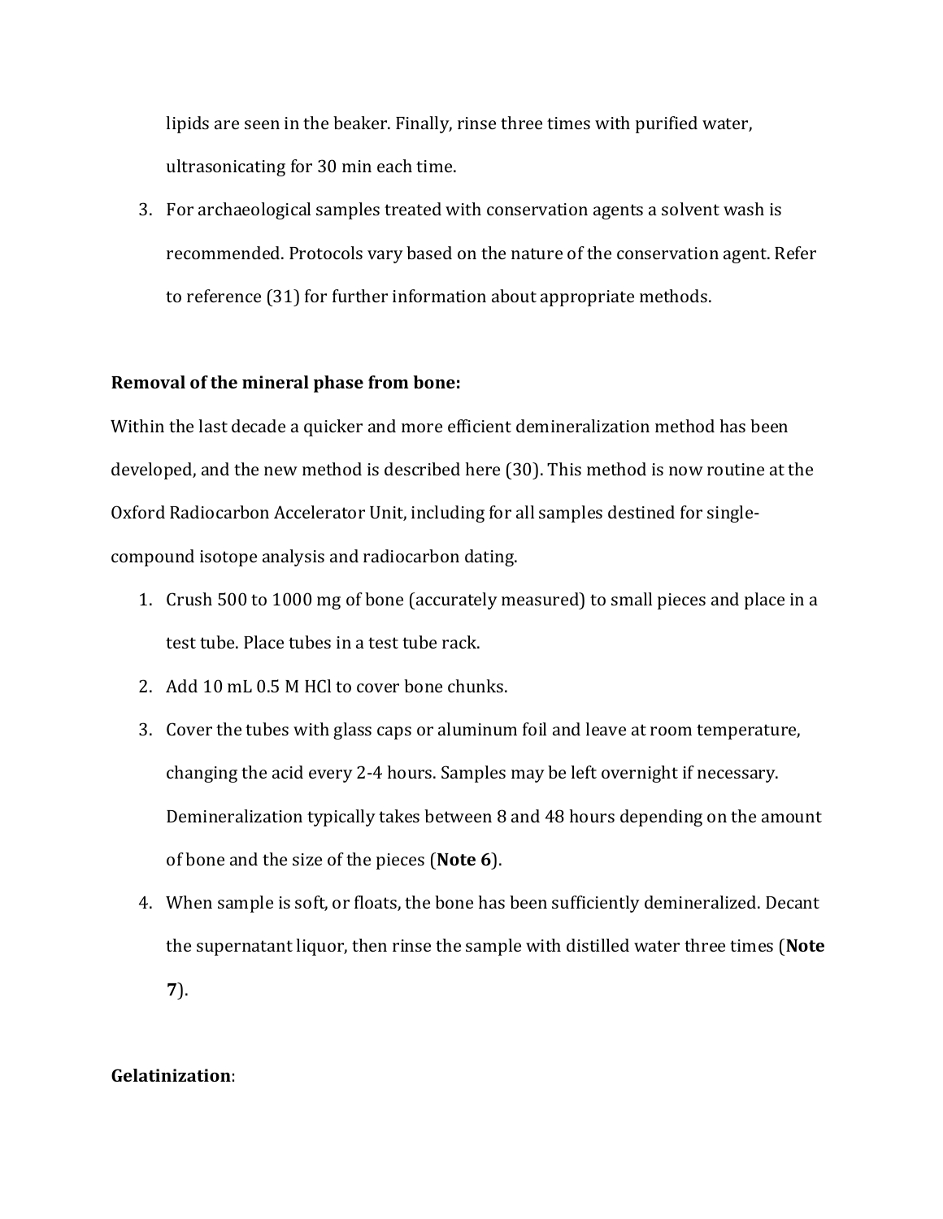lipids are seen in the beaker. Finally, rinse three times with purified water, ultrasonicating for 30 min each time.

3. For archaeological samples treated with conservation agents a solvent wash is recommended. Protocols vary based on the nature of the conservation agent. Refer to reference (31) for further information about appropriate methods.

**Removal of the mineral phase from bone:**

Within the last decade a quicker and more efficient demineralization method has been developed, and the new method is described here (30). This method is now routine at the Oxford Radiocarbon Accelerator Unit, including for all samples destined for single-compound isotope analysis and radiocarbon dating.

1. Crush 500 to 1000 mg of bone (accurately measured) to small pieces and place in a test tube. Place tubes in a test tube rack.
2. Add 10 mL 0.5 M HCl to cover bone chunks.
3. Cover the tubes with glass caps or aluminum foil and leave at room temperature, changing the acid every 2-4 hours. Samples may be left overnight if necessary. Demineralization typically takes between 8 and 48 hours depending on the amount of bone and the size of the pieces (**Note 6**).
4. When sample is soft, or floats, the bone has been sufficiently demineralized. Decant the supernatant liquor, then rinse the sample with distilled water three times (**Note 7**).

**Gelatinization**: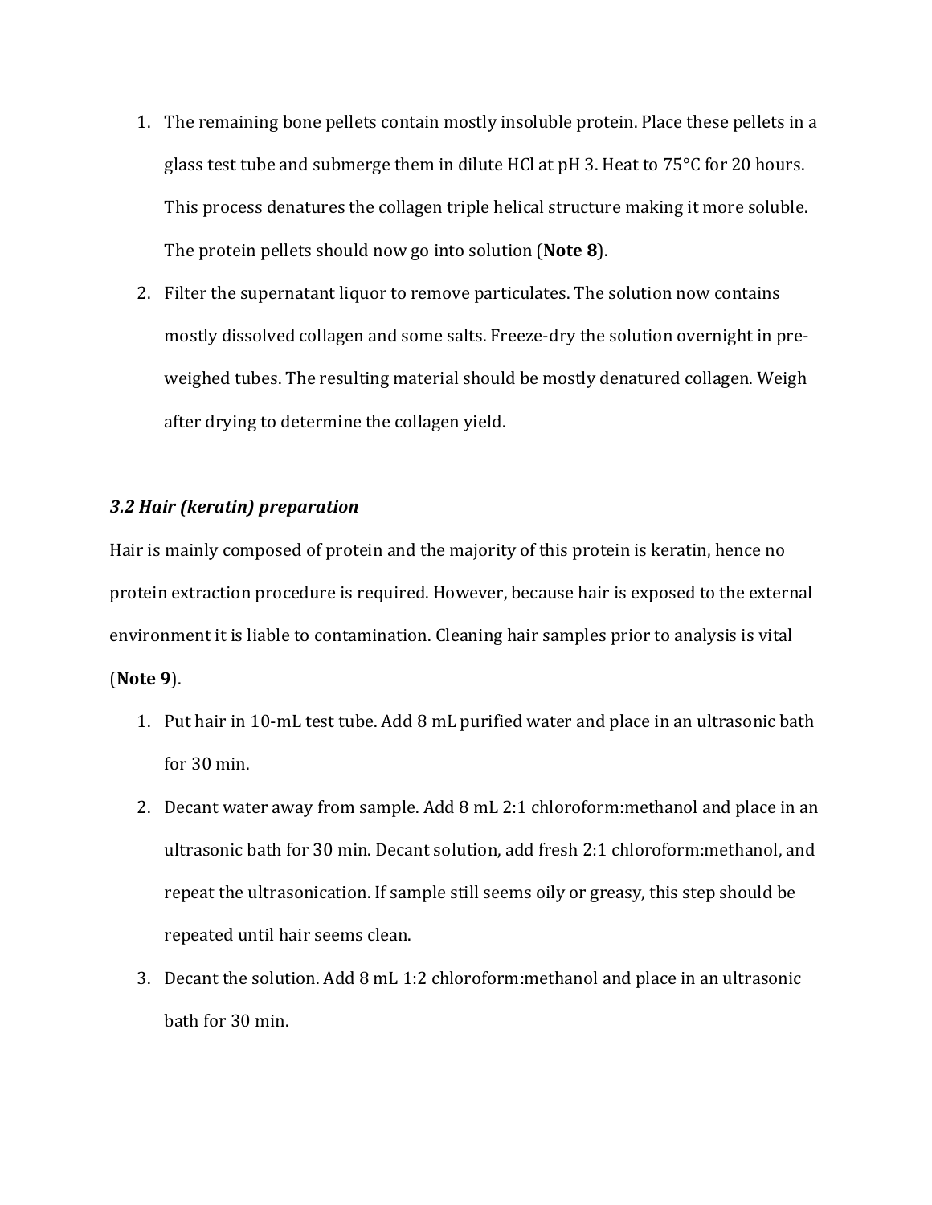1. The remaining bone pellets contain mostly insoluble protein. Place these pellets in a glass test tube and submerge them in dilute HCl at pH 3. Heat to 75°C for 20 hours. This process denatures the collagen triple helical structure making it more soluble. The protein pellets should now go into solution (**Note 8**).
2. Filter the supernatant liquor to remove particulates. The solution now contains mostly dissolved collagen and some salts. Freeze-dry the solution overnight in pre-weighed tubes. The resulting material should be mostly denatured collagen. Weigh after drying to determine the collagen yield.

### *3.2 Hair (keratin) preparation*

Hair is mainly composed of protein and the majority of this protein is keratin, hence no protein extraction procedure is required. However, because hair is exposed to the external environment it is liable to contamination. Cleaning hair samples prior to analysis is vital (**Note 9**).

1. Put hair in 10-mL test tube. Add 8 mL purified water and place in an ultrasonic bath for 30 min.
2. Decant water away from sample. Add 8 mL 2:1 chloroform:methanol and place in an ultrasonic bath for 30 min. Decant solution, add fresh 2:1 chloroform:methanol, and repeat the ultrasonication. If sample still seems oily or greasy, this step should be repeated until hair seems clean.
3. Decant the solution. Add 8 mL 1:2 chloroform:methanol and place in an ultrasonic bath for 30 min.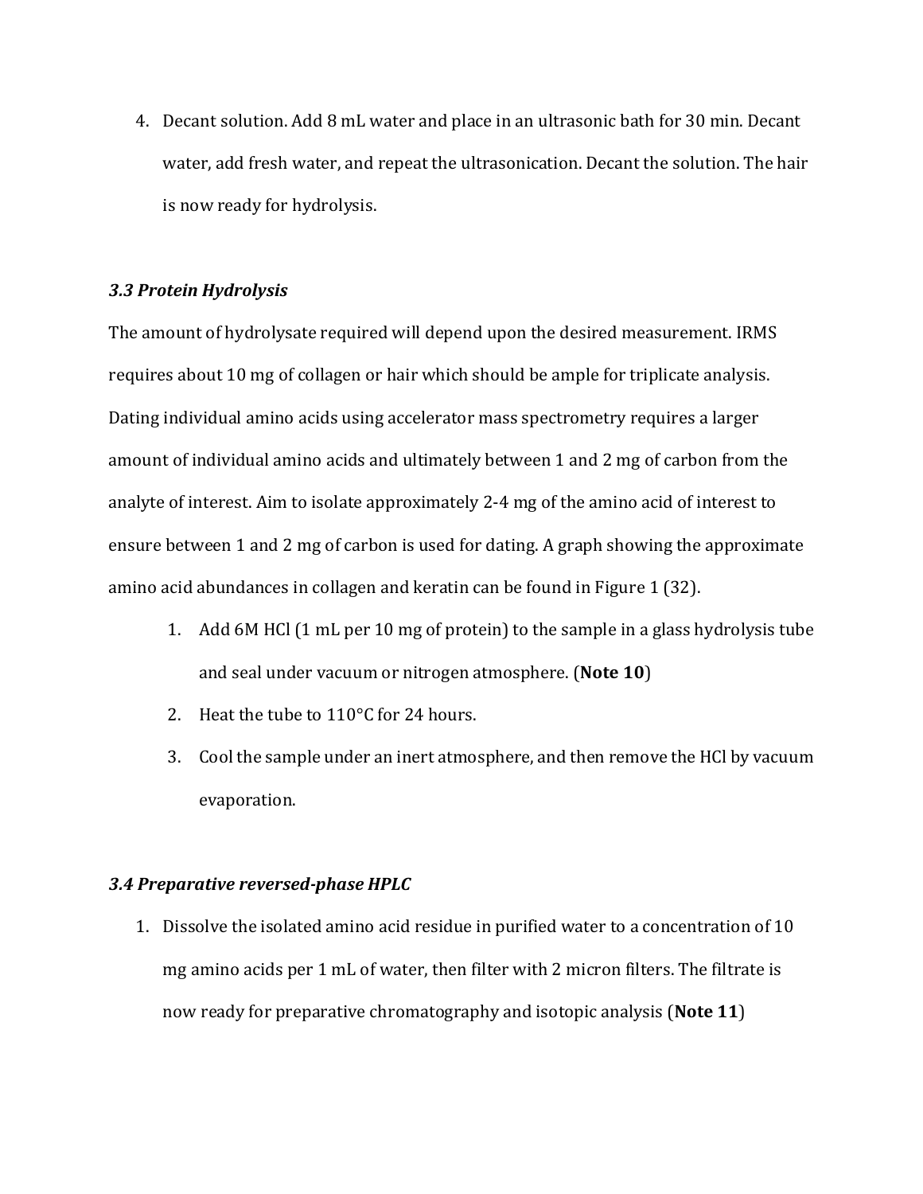4. Decant solution. Add 8 mL water and place in an ultrasonic bath for 30 min. Decant water, add fresh water, and repeat the ultrasonication. Decant the solution. The hair is now ready for hydrolysis.

### *3.3 Protein Hydrolysis*

The amount of hydrolysate required will depend upon the desired measurement. IRMS requires about 10 mg of collagen or hair which should be ample for triplicate analysis. Dating individual amino acids using accelerator mass spectrometry requires a larger amount of individual amino acids and ultimately between 1 and 2 mg of carbon from the analyte of interest. Aim to isolate approximately 2-4 mg of the amino acid of interest to ensure between 1 and 2 mg of carbon is used for dating. A graph showing the approximate amino acid abundances in collagen and keratin can be found in Figure 1 (32).

1. Add 6M HCl (1 mL per 10 mg of protein) to the sample in a glass hydrolysis tube and seal under vacuum or nitrogen atmosphere. (**Note 10**)
2. Heat the tube to 110°C for 24 hours.
3. Cool the sample under an inert atmosphere, and then remove the HCl by vacuum evaporation.

### *3.4 Preparative reversed-phase HPLC*

1. Dissolve the isolated amino acid residue in purified water to a concentration of 10 mg amino acids per 1 mL of water, then filter with 2 micron filters. The filtrate is now ready for preparative chromatography and isotopic analysis (**Note 11**)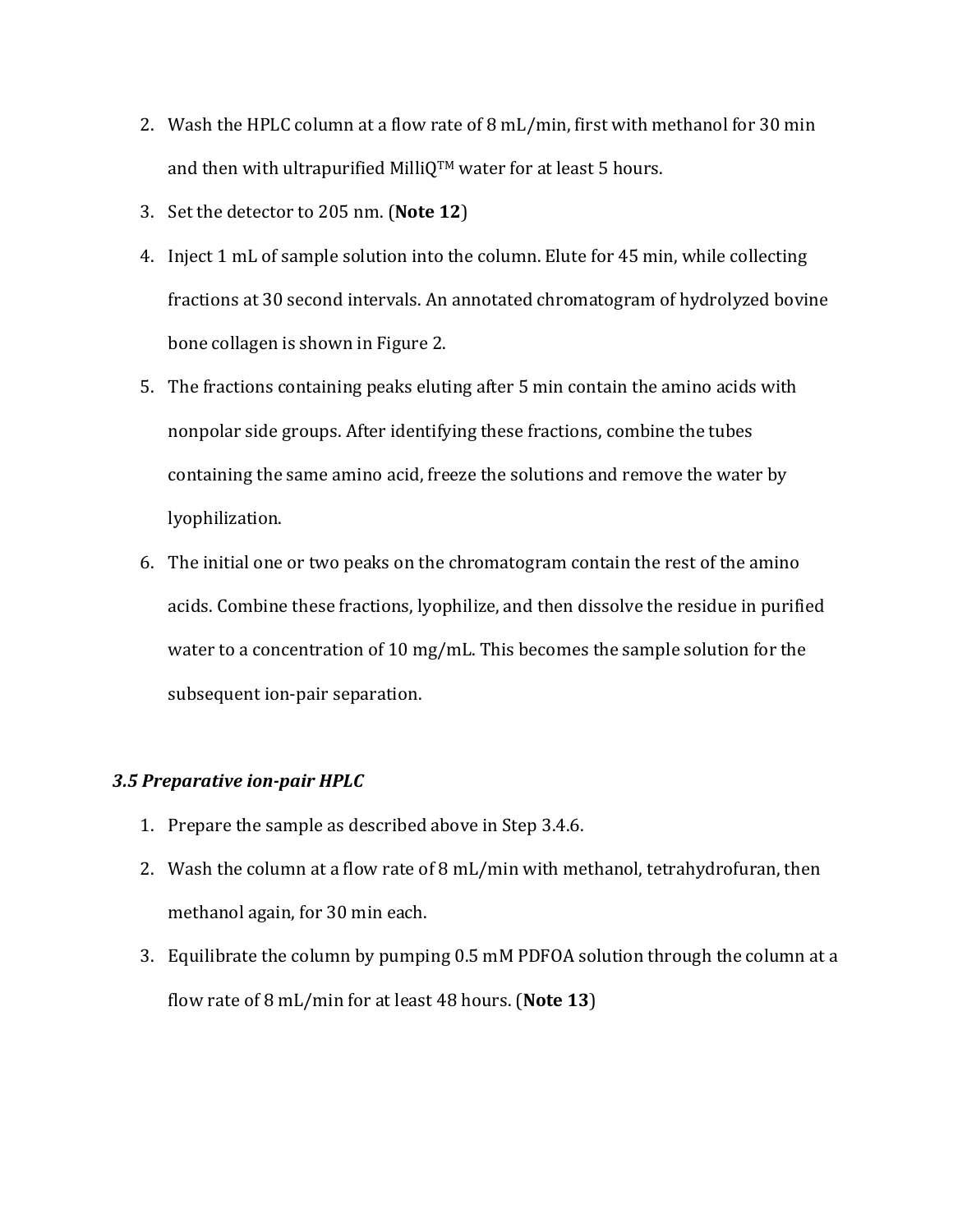2. Wash the HPLC column at a flow rate of 8 mL/min, first with methanol for 30 min and then with ultrapurified MilliQ™ water for at least 5 hours.
3. Set the detector to 205 nm. (**Note 12**)
4. Inject 1 mL of sample solution into the column. Elute for 45 min, while collecting fractions at 30 second intervals. An annotated chromatogram of hydrolyzed bovine bone collagen is shown in Figure 2.
5. The fractions containing peaks eluting after 5 min contain the amino acids with nonpolar side groups. After identifying these fractions, combine the tubes containing the same amino acid, freeze the solutions and remove the water by lyophilization.
6. The initial one or two peaks on the chromatogram contain the rest of the amino acids. Combine these fractions, lyophilize, and then dissolve the residue in purified water to a concentration of 10 mg/mL. This becomes the sample solution for the subsequent ion-pair separation.

### *3.5 Preparative ion-pair HPLC*

1. Prepare the sample as described above in Step 3.4.6.
2. Wash the column at a flow rate of 8 mL/min with methanol, tetrahydrofuran, then methanol again, for 30 min each.
3. Equilibrate the column by pumping 0.5 mM PDFOA solution through the column at a flow rate of 8 mL/min for at least 48 hours. (**Note 13**)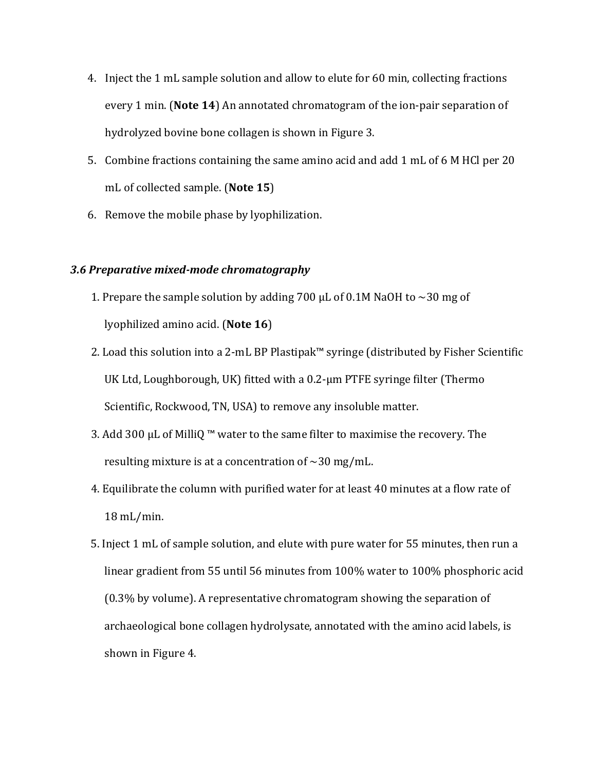4. Inject the 1 mL sample solution and allow to elute for 60 min, collecting fractions every 1 min. (**Note 14**) An annotated chromatogram of the ion-pair separation of hydrolyzed bovine bone collagen is shown in Figure 3.
5. Combine fractions containing the same amino acid and add 1 mL of 6 M HCl per 20 mL of collected sample. (**Note 15**)
6. Remove the mobile phase by lyophilization.

### *3.6 Preparative mixed-mode chromatography*

1. Prepare the sample solution by adding 700 µL of 0.1M NaOH to ~30 mg of lyophilized amino acid. (**Note 16**)
2. Load this solution into a 2-mL BP Plastipak™ syringe (distributed by Fisher Scientific UK Ltd, Loughborough, UK) fitted with a 0.2-µm PTFE syringe filter (Thermo Scientific, Rockwood, TN, USA) to remove any insoluble matter.
3. Add 300 µL of MilliQ ™ water to the same filter to maximise the recovery. The resulting mixture is at a concentration of ~30 mg/mL.
4. Equilibrate the column with purified water for at least 40 minutes at a flow rate of 18 mL/min.
5. Inject 1 mL of sample solution, and elute with pure water for 55 minutes, then run a linear gradient from 55 until 56 minutes from 100% water to 100% phosphoric acid (0.3% by volume). A representative chromatogram showing the separation of archaeological bone collagen hydrolysate, annotated with the amino acid labels, is shown in Figure 4.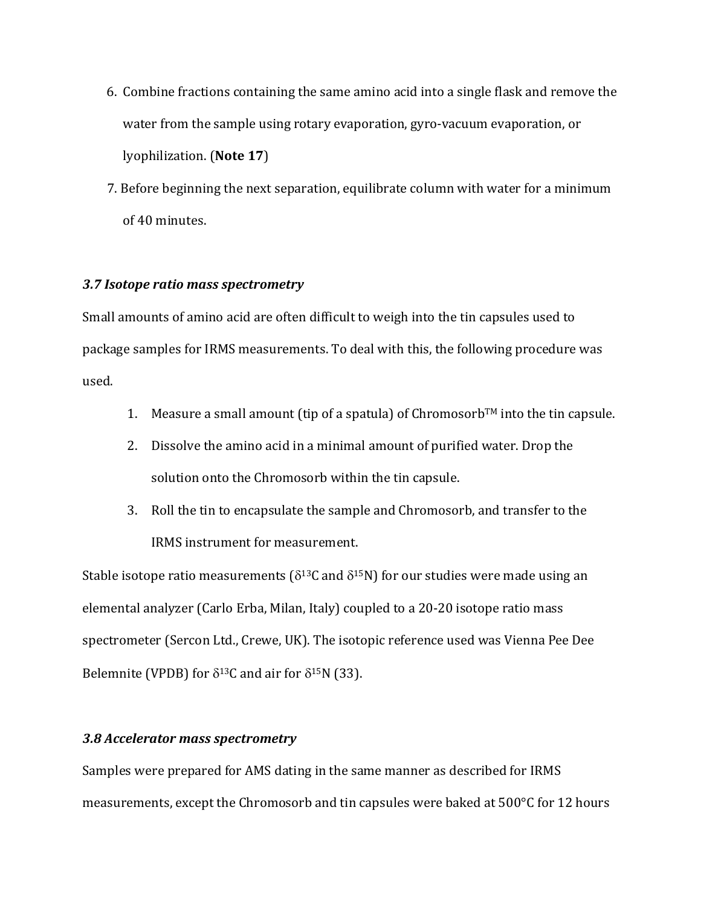6. Combine fractions containing the same amino acid into a single flask and remove the water from the sample using rotary evaporation, gyro-vacuum evaporation, or lyophilization. (**Note 17**)
7. Before beginning the next separation, equilibrate column with water for a minimum of 40 minutes.

### *3.7 Isotope ratio mass spectrometry*

Small amounts of amino acid are often difficult to weigh into the tin capsules used to package samples for IRMS measurements. To deal with this, the following procedure was used.

1. Measure a small amount (tip of a spatula) of Chromosorb™ into the tin capsule.
2. Dissolve the amino acid in a minimal amount of purified water. Drop the solution onto the Chromosorb within the tin capsule.
3. Roll the tin to encapsulate the sample and Chromosorb, and transfer to the IRMS instrument for measurement.

Stable isotope ratio measurements ($\delta^{13}C$ and $\delta^{15}N$) for our studies were made using an elemental analyzer (Carlo Erba, Milan, Italy) coupled to a 20-20 isotope ratio mass spectrometer (Sercon Ltd., Crewe, UK). The isotopic reference used was Vienna Pee Dee Belemnite (VPDB) for $\delta^{13}C$ and air for $\delta^{15}N$ (33).

### *3.8 Accelerator mass spectrometry*

Samples were prepared for AMS dating in the same manner as described for IRMS measurements, except the Chromosorb and tin capsules were baked at 500°C for 12 hours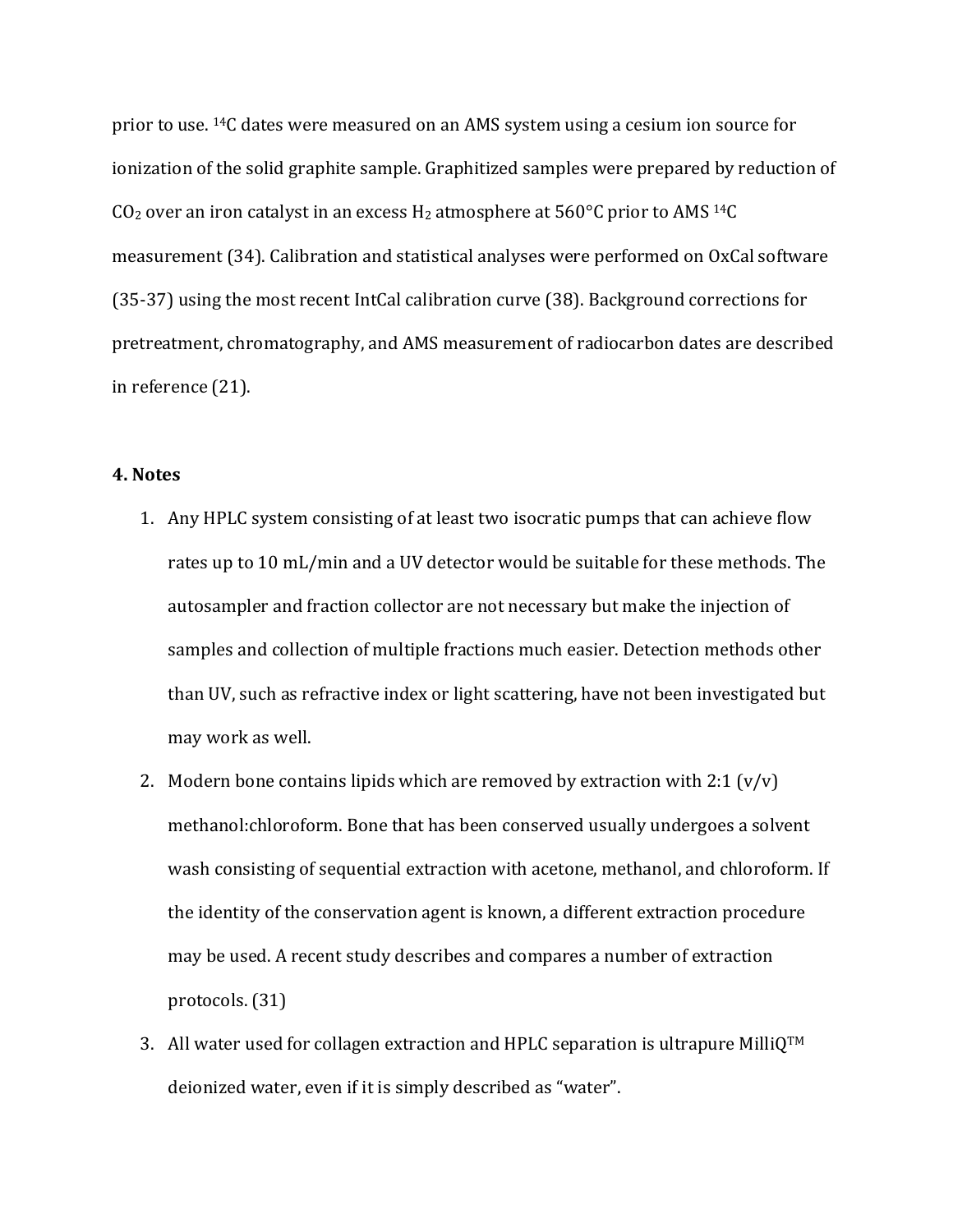prior to use. $^{14}C$ dates were measured on an AMS system using a cesium ion source for ionization of the solid graphite sample. Graphitized samples were prepared by reduction of $CO_2$ over an iron catalyst in an excess $H_2$ atmosphere at 560°C prior to AMS $^{14}C$ measurement (34). Calibration and statistical analyses were performed on OxCal software (35-37) using the most recent IntCal calibration curve (38). Background corrections for pretreatment, chromatography, and AMS measurement of radiocarbon dates are described in reference (21).

**4. Notes**

1. Any HPLC system consisting of at least two isocratic pumps that can achieve flow rates up to 10 mL/min and a UV detector would be suitable for these methods. The autosampler and fraction collector are not necessary but make the injection of samples and collection of multiple fractions much easier. Detection methods other than UV, such as refractive index or light scattering, have not been investigated but may work as well.
2. Modern bone contains lipids which are removed by extraction with 2:1 (v/v) methanol:chloroform. Bone that has been conserved usually undergoes a solvent wash consisting of sequential extraction with acetone, methanol, and chloroform. If the identity of the conservation agent is known, a different extraction procedure may be used. A recent study describes and compares a number of extraction protocols. (31)
3. All water used for collagen extraction and HPLC separation is ultrapure MilliQ™ deionized water, even if it is simply described as "water".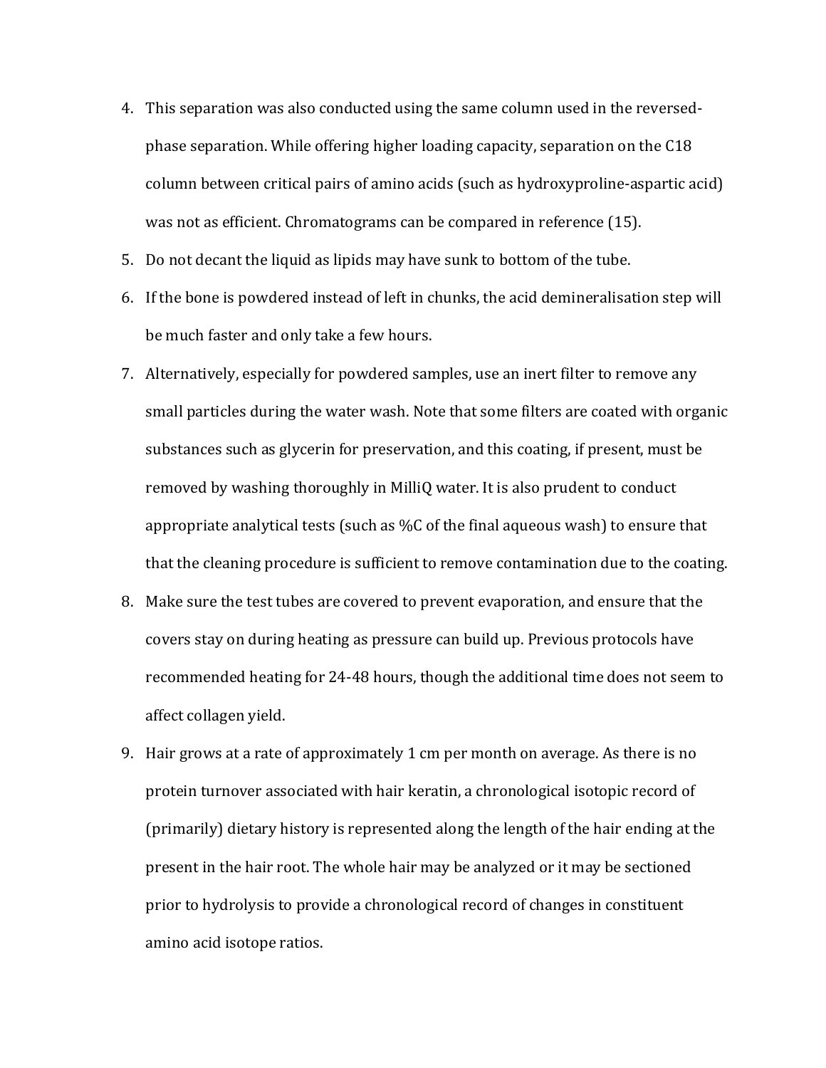4. This separation was also conducted using the same column used in the reversed-phase separation. While offering higher loading capacity, separation on the C18 column between critical pairs of amino acids (such as hydroxyproline-aspartic acid) was not as efficient. Chromatograms can be compared in reference (15).
5. Do not decant the liquid as lipids may have sunk to bottom of the tube.
6. If the bone is powdered instead of left in chunks, the acid demineralisation step will be much faster and only take a few hours.
7. Alternatively, especially for powdered samples, use an inert filter to remove any small particles during the water wash. Note that some filters are coated with organic substances such as glycerin for preservation, and this coating, if present, must be removed by washing thoroughly in MilliQ water. It is also prudent to conduct appropriate analytical tests (such as %C of the final aqueous wash) to ensure that that the cleaning procedure is sufficient to remove contamination due to the coating.
8. Make sure the test tubes are covered to prevent evaporation, and ensure that the covers stay on during heating as pressure can build up. Previous protocols have recommended heating for 24-48 hours, though the additional time does not seem to affect collagen yield.
9. Hair grows at a rate of approximately 1 cm per month on average. As there is no protein turnover associated with hair keratin, a chronological isotopic record of (primarily) dietary history is represented along the length of the hair ending at the present in the hair root. The whole hair may be analyzed or it may be sectioned prior to hydrolysis to provide a chronological record of changes in constituent amino acid isotope ratios.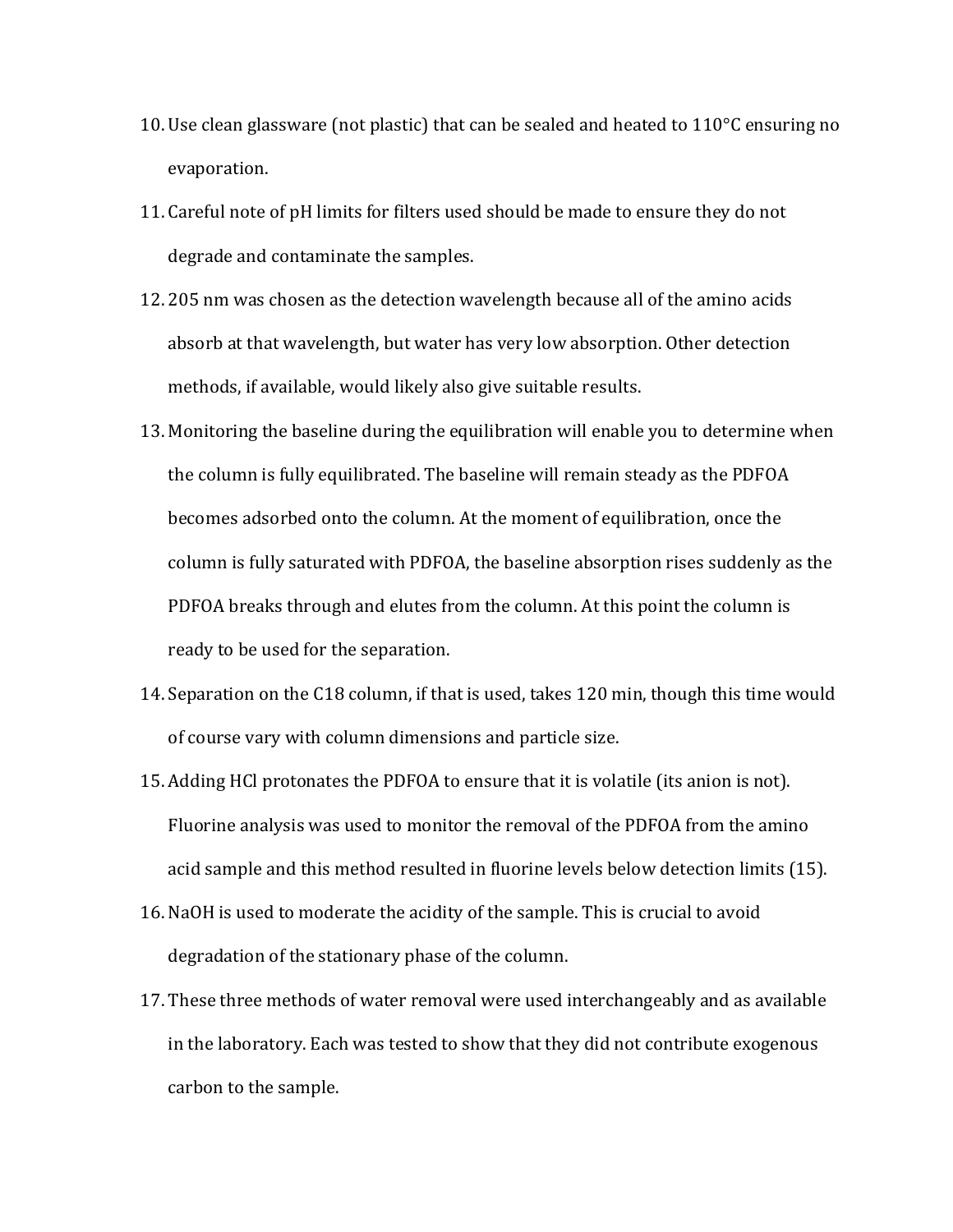10. Use clean glassware (not plastic) that can be sealed and heated to 110°C ensuring no evaporation.
11. Careful note of pH limits for filters used should be made to ensure they do not degrade and contaminate the samples.
12. 205 nm was chosen as the detection wavelength because all of the amino acids absorb at that wavelength, but water has very low absorption. Other detection methods, if available, would likely also give suitable results.
13. Monitoring the baseline during the equilibration will enable you to determine when the column is fully equilibrated. The baseline will remain steady as the PDFOA becomes adsorbed onto the column. At the moment of equilibration, once the column is fully saturated with PDFOA, the baseline absorption rises suddenly as the PDFOA breaks through and elutes from the column. At this point the column is ready to be used for the separation.
14. Separation on the C18 column, if that is used, takes 120 min, though this time would of course vary with column dimensions and particle size.
15. Adding HCl protonates the PDFOA to ensure that it is volatile (its anion is not). Fluorine analysis was used to monitor the removal of the PDFOA from the amino acid sample and this method resulted in fluorine levels below detection limits (15).
16. NaOH is used to moderate the acidity of the sample. This is crucial to avoid degradation of the stationary phase of the column.
17. These three methods of water removal were used interchangeably and as available in the laboratory. Each was tested to show that they did not contribute exogenous carbon to the sample.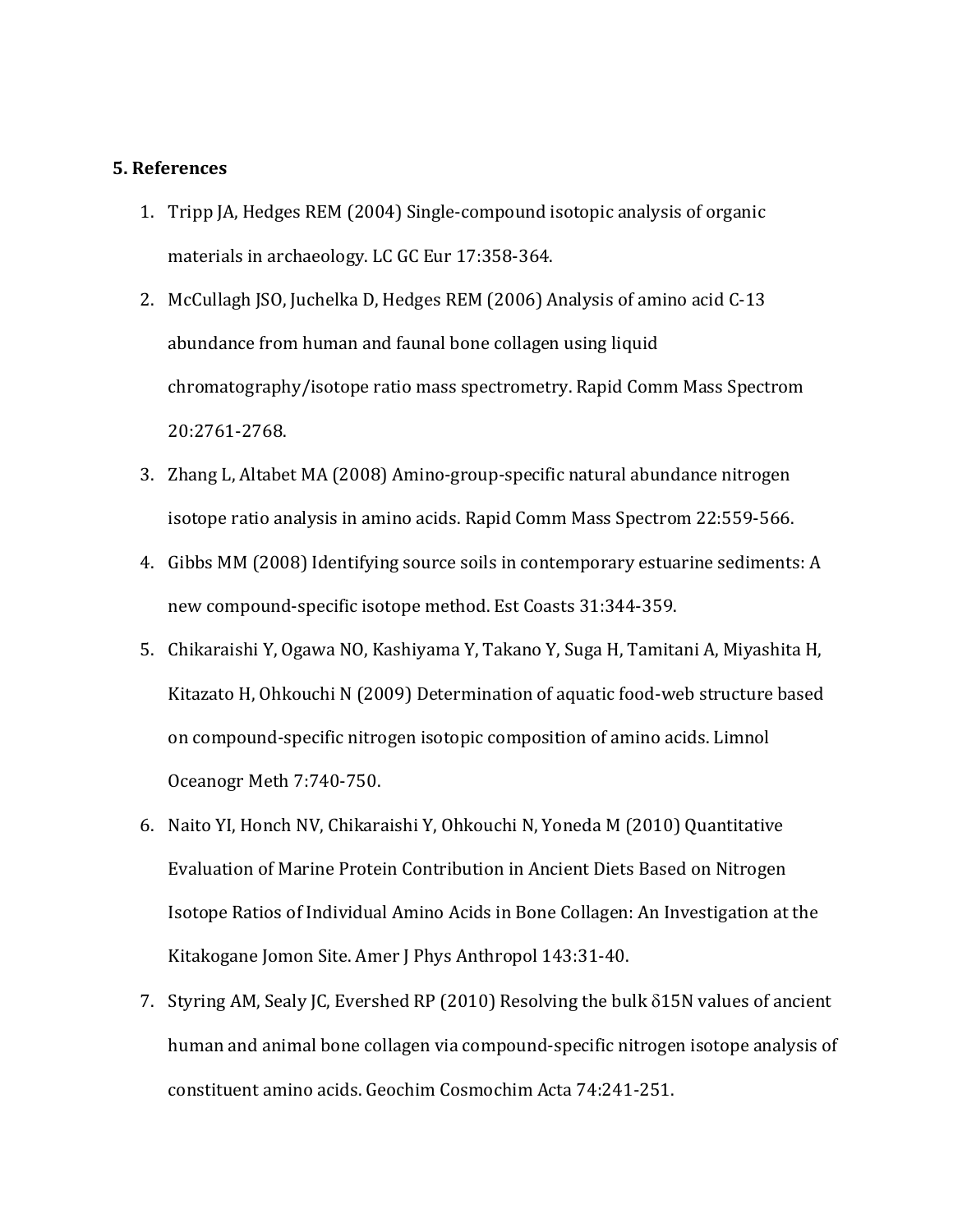## 5. References

1. Tripp JA, Hedges REM (2004) Single-compound isotopic analysis of organic materials in archaeology. LC GC Eur 17:358-364.
2. McCullagh JSO, Juchelka D, Hedges REM (2006) Analysis of amino acid C-13 abundance from human and faunal bone collagen using liquid chromatography/isotope ratio mass spectrometry. Rapid Comm Mass Spectrom 20:2761-2768.
3. Zhang L, Altabet MA (2008) Amino-group-specific natural abundance nitrogen isotope ratio analysis in amino acids. Rapid Comm Mass Spectrom 22:559-566.
4. Gibbs MM (2008) Identifying source soils in contemporary estuarine sediments: A new compound-specific isotope method. Est Coasts 31:344-359.
5. Chikaraishi Y, Ogawa NO, Kashiyama Y, Takano Y, Suga H, Tamitani A, Miyashita H, Kitazato H, Ohkouchi N (2009) Determination of aquatic food-web structure based on compound-specific nitrogen isotopic composition of amino acids. Limnol Oceanogr Meth 7:740-750.
6. Naito YI, Honch NV, Chikaraishi Y, Ohkouchi N, Yoneda M (2010) Quantitative Evaluation of Marine Protein Contribution in Ancient Diets Based on Nitrogen Isotope Ratios of Individual Amino Acids in Bone Collagen: An Investigation at the Kitakogane Jomon Site. Amer J Phys Anthropol 143:31-40.
7. Styring AM, Sealy JC, Evershed RP (2010) Resolving the bulk $\delta 15N$ values of ancient human and animal bone collagen via compound-specific nitrogen isotope analysis of constituent amino acids. Geochim Cosmochim Acta 74:241-251.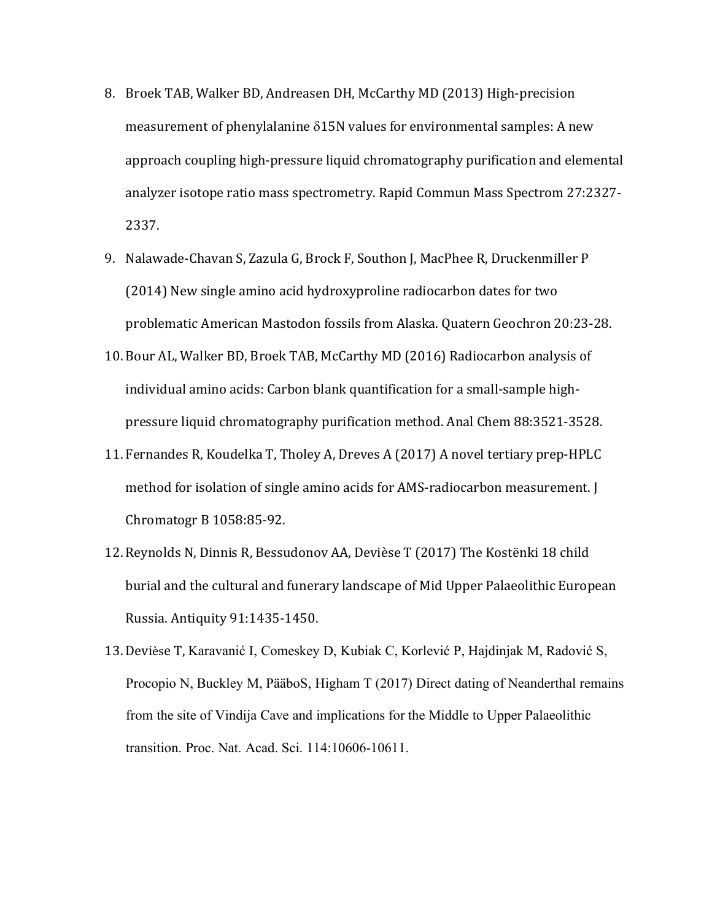8. Broek TAB, Walker BD, Andreasen DH, McCarthy MD (2013) High-precision measurement of phenylalanine δ15N values for environmental samples: A new approach coupling high-pressure liquid chromatography purification and elemental analyzer isotope ratio mass spectrometry. Rapid Commun Mass Spectrom 27:2327-2337.
9. Nalawade-Chavan S, Zazula G, Brock F, Southon J, MacPhee R, Druckenmiller P (2014) New single amino acid hydroxyproline radiocarbon dates for two problematic American Mastodon fossils from Alaska. Quatern Geochron 20:23-28.
10. Bour AL, Walker BD, Broek TAB, McCarthy MD (2016) Radiocarbon analysis of individual amino acids: Carbon blank quantification for a small-sample high-pressure liquid chromatography purification method. Anal Chem 88:3521-3528.
11. Fernandes R, Koudelka T, Tholey A, Dreves A (2017) A novel tertiary prep-HPLC method for isolation of single amino acids for AMS-radiocarbon measurement. J Chromatogr B 1058:85-92.
12. Reynolds N, Dinnis R, Bessudonov AA, Devièse T (2017) The Kostënki 18 child burial and the cultural and funerary landscape of Mid Upper Palaeolithic European Russia. Antiquity 91:1435-1450.
13. Devièse T, Karavanić I, Comeskey D, Kubiak C, Korlević P, Hajdinjak M, Radović S, Procopio N, Buckley M, PääboS, Higham T (2017) Direct dating of Neanderthal remains from the site of Vindija Cave and implications for the Middle to Upper Palaeolithic transition. Proc. Nat. Acad. Sci. 114:10606-10611.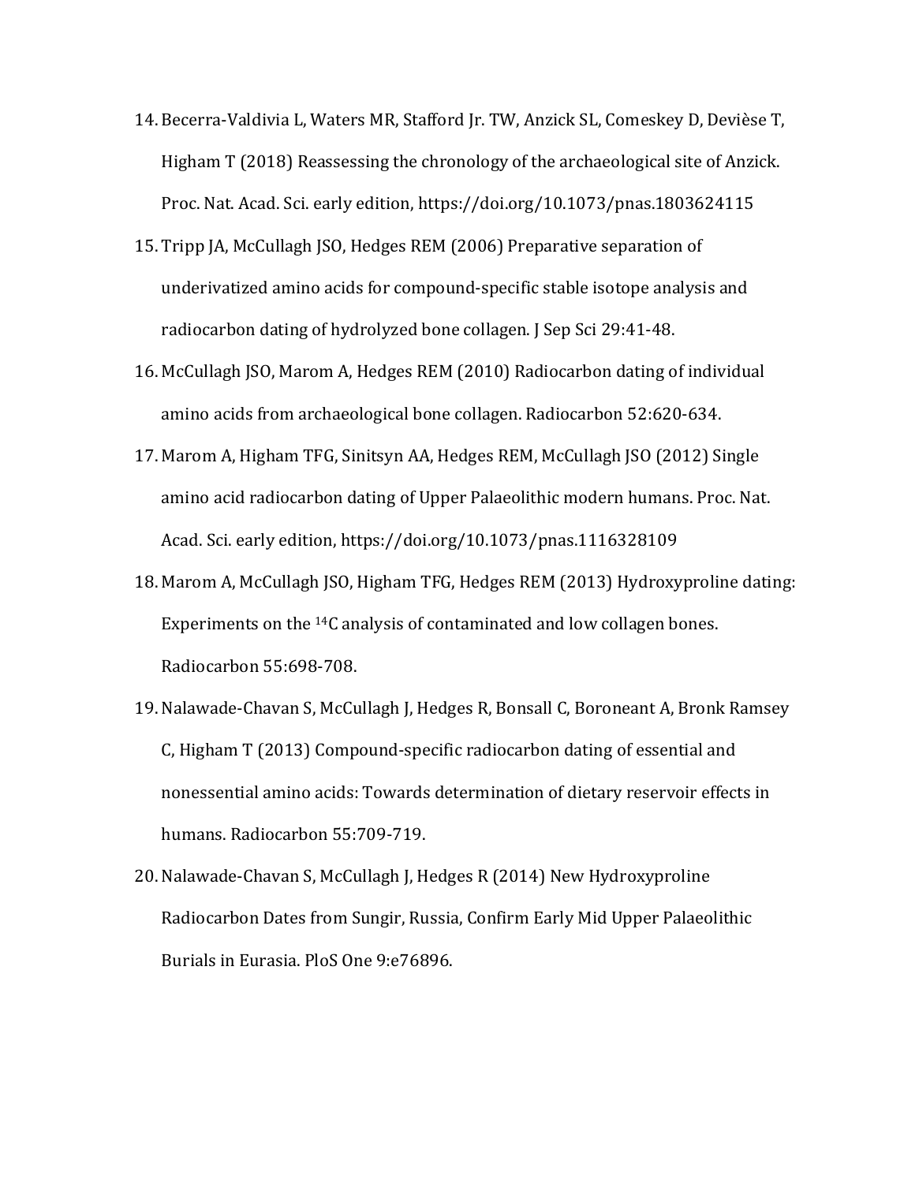14. Becerra-Valdivia L, Waters MR, Stafford Jr. TW, Anzick SL, Comeskey D, Devièse T, Higham T (2018) Reassessing the chronology of the archaeological site of Anzick. Proc. Nat. Acad. Sci. early edition, https://doi.org/10.1073/pnas.1803624115
15. Tripp JA, McCullagh JSO, Hedges REM (2006) Preparative separation of underivatized amino acids for compound-specific stable isotope analysis and radiocarbon dating of hydrolyzed bone collagen. J Sep Sci 29:41-48.
16. McCullagh JSO, Marom A, Hedges REM (2010) Radiocarbon dating of individual amino acids from archaeological bone collagen. Radiocarbon 52:620-634.
17. Marom A, Higham TFG, Sinitsyn AA, Hedges REM, McCullagh JSO (2012) Single amino acid radiocarbon dating of Upper Palaeolithic modern humans. Proc. Nat. Acad. Sci. early edition, https://doi.org/10.1073/pnas.1116328109
18. Marom A, McCullagh JSO, Higham TFG, Hedges REM (2013) Hydroxyproline dating: Experiments on the $^{14}C$ analysis of contaminated and low collagen bones. Radiocarbon 55:698-708.
19. Nalawade-Chavan S, McCullagh J, Hedges R, Bonsall C, Boroneant A, Bronk Ramsey C, Higham T (2013) Compound-specific radiocarbon dating of essential and nonessential amino acids: Towards determination of dietary reservoir effects in humans. Radiocarbon 55:709-719.
20. Nalawade-Chavan S, McCullagh J, Hedges R (2014) New Hydroxyproline Radiocarbon Dates from Sungir, Russia, Confirm Early Mid Upper Palaeolithic Burials in Eurasia. PloS One 9:e76896.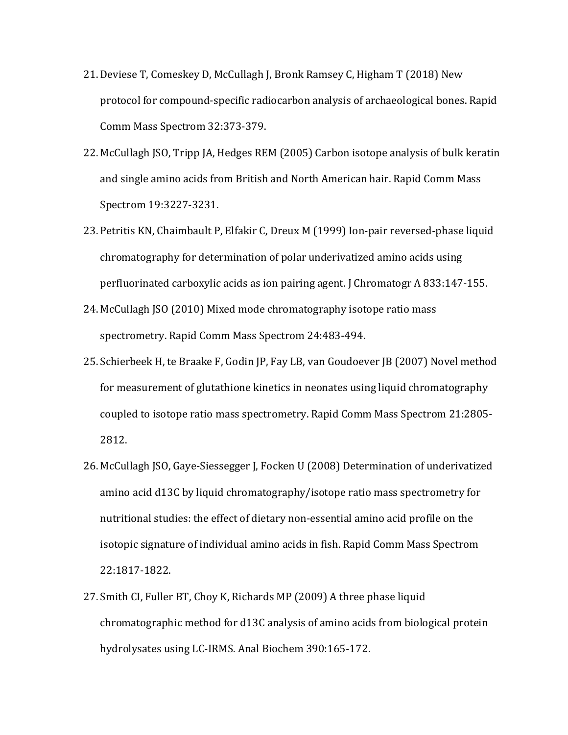21. Deviese T, Comeskey D, McCullagh J, Bronk Ramsey C, Higham T (2018) New protocol for compound-specific radiocarbon analysis of archaeological bones. Rapid Comm Mass Spectrom 32:373-379.
22. McCullagh JSO, Tripp JA, Hedges REM (2005) Carbon isotope analysis of bulk keratin and single amino acids from British and North American hair. Rapid Comm Mass Spectrom 19:3227-3231.
23. Petritis KN, Chaimbault P, Elfakir C, Dreux M (1999) Ion-pair reversed-phase liquid chromatography for determination of polar underivatized amino acids using perfluorinated carboxylic acids as ion pairing agent. J Chromatogr A 833:147-155.
24. McCullagh JSO (2010) Mixed mode chromatography isotope ratio mass spectrometry. Rapid Comm Mass Spectrom 24:483-494.
25. Schierbeek H, te Braake F, Godin JP, Fay LB, van Goudoever JB (2007) Novel method for measurement of glutathione kinetics in neonates using liquid chromatography coupled to isotope ratio mass spectrometry. Rapid Comm Mass Spectrom 21:2805-2812.
26. McCullagh JSO, Gaye-Siessegger J, Focken U (2008) Determination of underivatized amino acid d13C by liquid chromatography/isotope ratio mass spectrometry for nutritional studies: the effect of dietary non-essential amino acid profile on the isotopic signature of individual amino acids in fish. Rapid Comm Mass Spectrom 22:1817-1822.
27. Smith CI, Fuller BT, Choy K, Richards MP (2009) A three phase liquid chromatographic method for d13C analysis of amino acids from biological protein hydrolysates using LC-IRMS. Anal Biochem 390:165-172.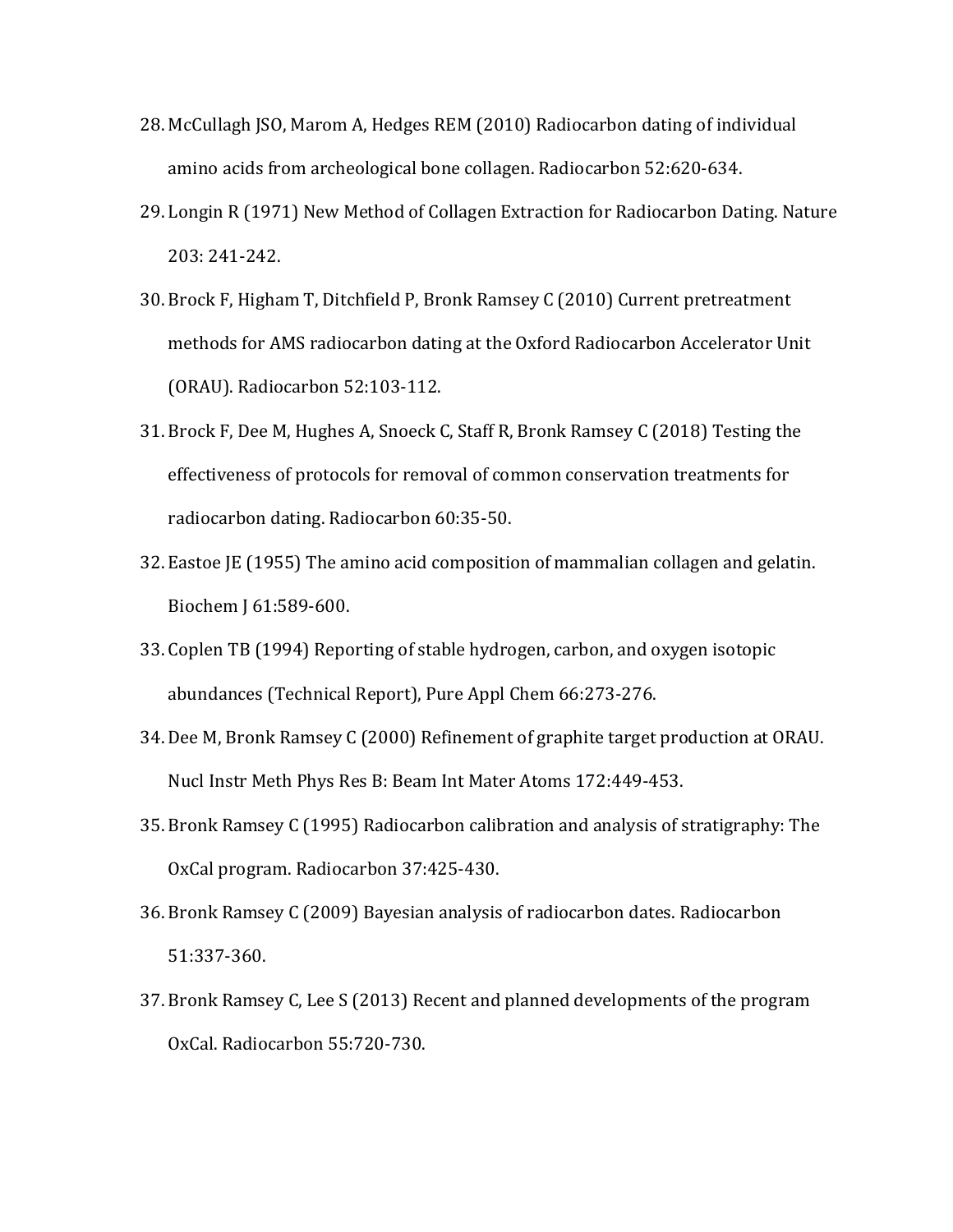28. McCullagh JSO, Marom A, Hedges REM (2010) Radiocarbon dating of individual amino acids from archeological bone collagen. Radiocarbon 52:620-634.
29. Longin R (1971) New Method of Collagen Extraction for Radiocarbon Dating. Nature 203: 241-242.
30. Brock F, Higham T, Ditchfield P, Bronk Ramsey C (2010) Current pretreatment methods for AMS radiocarbon dating at the Oxford Radiocarbon Accelerator Unit (ORAU). Radiocarbon 52:103-112.
31. Brock F, Dee M, Hughes A, Snoeck C, Staff R, Bronk Ramsey C (2018) Testing the effectiveness of protocols for removal of common conservation treatments for radiocarbon dating. Radiocarbon 60:35-50.
32. Eastoe JE (1955) The amino acid composition of mammalian collagen and gelatin. Biochem J 61:589-600.
33. Coplen TB (1994) Reporting of stable hydrogen, carbon, and oxygen isotopic abundances (Technical Report), Pure Appl Chem 66:273-276.
34. Dee M, Bronk Ramsey C (2000) Refinement of graphite target production at ORAU. Nucl Instr Meth Phys Res B: Beam Int Mater Atoms 172:449-453.
35. Bronk Ramsey C (1995) Radiocarbon calibration and analysis of stratigraphy: The OxCal program. Radiocarbon 37:425-430.
36. Bronk Ramsey C (2009) Bayesian analysis of radiocarbon dates. Radiocarbon 51:337-360.
37. Bronk Ramsey C, Lee S (2013) Recent and planned developments of the program OxCal. Radiocarbon 55:720-730.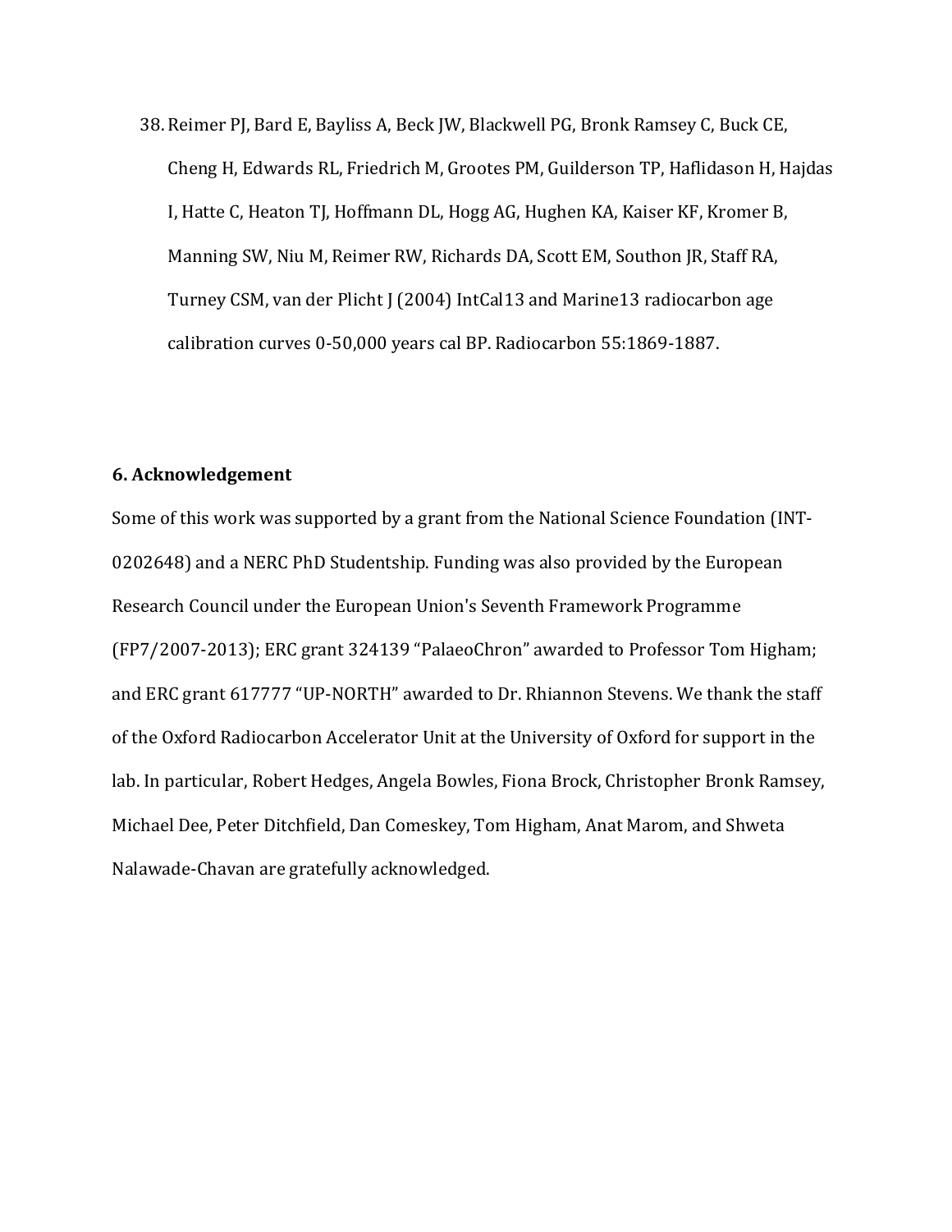38. Reimer PJ, Bard E, Bayliss A, Beck JW, Blackwell PG, Bronk Ramsey C, Buck CE, Cheng H, Edwards RL, Friedrich M, Grootes PM, Guilderson TP, Haflidason H, Hajdas I, Hatte C, Heaton TJ, Hoffmann DL, Hogg AG, Hughen KA, Kaiser KF, Kromer B, Manning SW, Niu M, Reimer RW, Richards DA, Scott EM, Southon JR, Staff RA, Turney CSM, van der Plicht J (2004) IntCal13 and Marine13 radiocarbon age calibration curves 0-50,000 years cal BP. Radiocarbon 55:1869-1887.

## 6. Acknowledgement

Some of this work was supported by a grant from the National Science Foundation (INT-0202648) and a NERC PhD Studentship. Funding was also provided by the European Research Council under the European Union's Seventh Framework Programme (FP7/2007-2013); ERC grant 324139 "PalaeoChron" awarded to Professor Tom Higham; and ERC grant 617777 "UP-NORTH" awarded to Dr. Rhiannon Stevens. We thank the staff of the Oxford Radiocarbon Accelerator Unit at the University of Oxford for support in the lab. In particular, Robert Hedges, Angela Bowles, Fiona Brock, Christopher Bronk Ramsey, Michael Dee, Peter Ditchfield, Dan Comeskey, Tom Higham, Anat Marom, and Shweta Nalawade-Chavan are gratefully acknowledged.